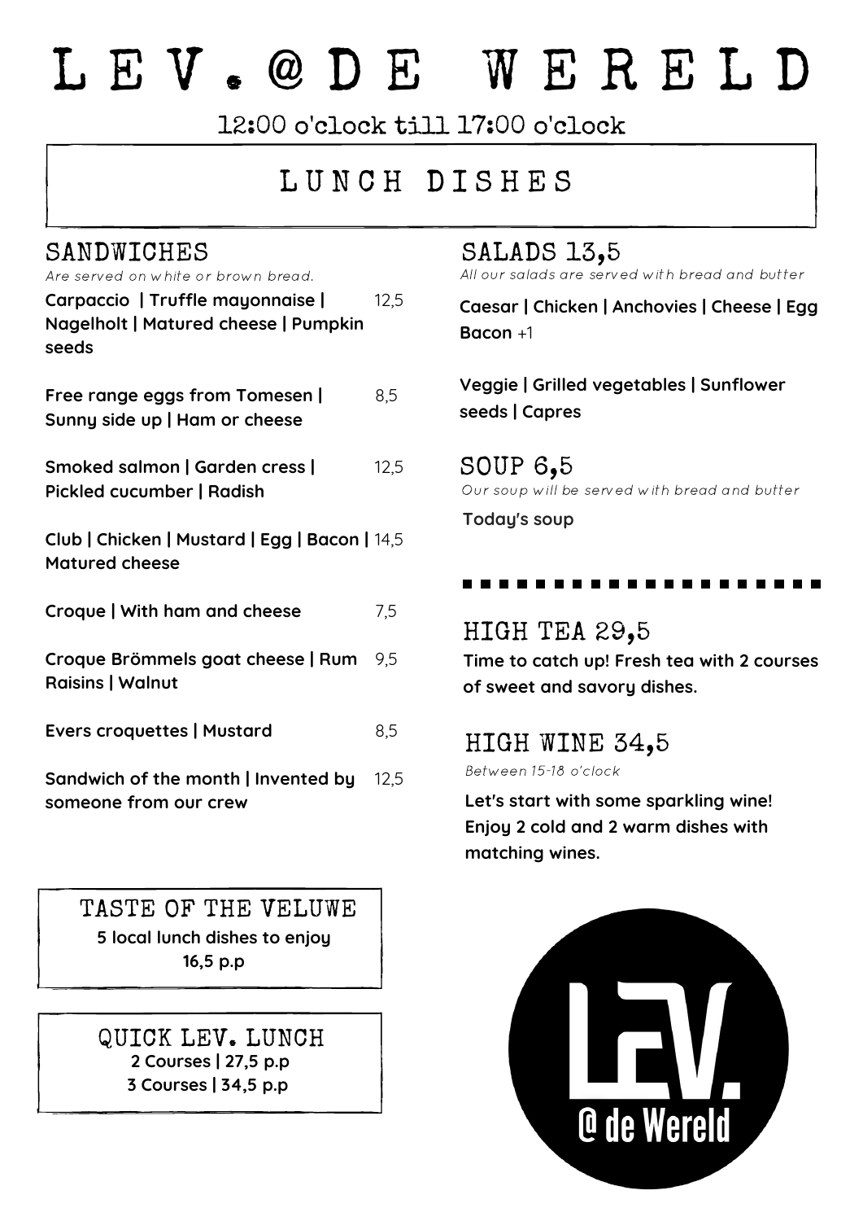# L E V . @ D E W E R E L D

12:00 o'clock till 17:00 o'clock

## L U N C H D I S H E S

### SANDWICHES

*Are served on white or brown bread.*

**Carpaccio | Truffle mayonnaise | Nagelholt | Matured cheese | Pumpkin seeds** 12,5

**Free range eggs from Tomesen | Sunny side up | Ham or cheese** 8,5

**Smoked salmon | Garden cress | Pickled cucumber | Radish** 12,5

**Club | Chicken | Mustard | Egg | Bacon | Matured cheese** 14,5

**Croque | With ham and cheese** 7,5

**Croque Brömmels goat cheese | Rum Raisins | Walnut** 9,5

**Evers croquettes | Mustard** 8,5

**Sandwich of the month | Invented by someone from our crew** 12,5

### TASTE OF THE VELUWE

**5 local lunch dishes to enjoy**
**16,5 p.p**

### QUICK LEV. LUNCH

**2 Courses | 27,5 p.p**
**3 Courses | 34,5 p.p**

### SALADS 13,5

*All our salads are served with bread and butter*

**Caesar | Chicken | Anchovies | Cheese | Egg**
**Bacon** +1

**Veggie | Grilled vegetables | Sunflower seeds | Capres**

### SOUP 6,5

*Our soup will be served with bread and butter*

**Today's soup**

---

### HIGH TEA 29,5

**Time to catch up! Fresh tea with 2 courses of sweet and savory dishes.**

### HIGH WINE 34,5

*Between 15-18 o'clock*

**Let's start with some sparkling wine! Enjoy 2 cold and 2 warm dishes with matching wines.**

LEV. @ de Wereld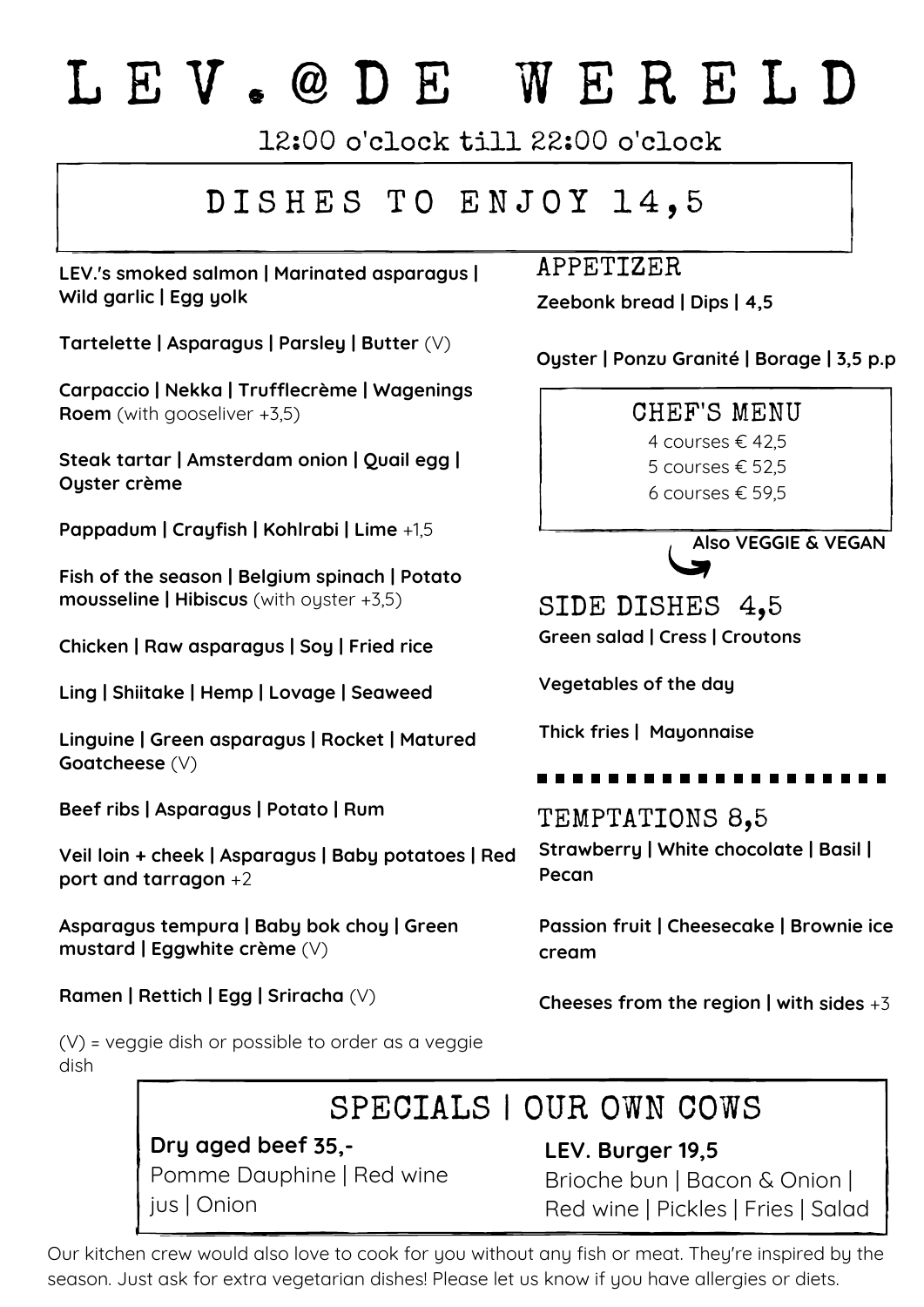# LEV.@DE WERELD

12:00 o'clock till 22:00 o'clock

## DISHES TO ENJOY 14,5

**LEV.'s smoked salmon | Marinated asparagus | Wild garlic | Egg yolk**

**Tartelette | Asparagus | Parsley | Butter** (V)

**Carpaccio | Nekka | Trufflecrème | Wagenings Roem** (with gooseliver +3,5)

**Steak tartar | Amsterdam onion | Quail egg | Oyster crème**

**Pappadum | Crayfish | Kohlrabi | Lime** +1,5

**Fish of the season | Belgium spinach | Potato mousseline | Hibiscus** (with oyster +3,5)

**Chicken | Raw asparagus | Soy | Fried rice**

**Ling | Shiitake | Hemp | Lovage | Seaweed**

**Linguine | Green asparagus | Rocket | Matured Goatcheese** (V)

**Beef ribs | Asparagus | Potato | Rum**

**Veil loin + cheek | Asparagus | Baby potatoes | Red port and tarragon** +2

**Asparagus tempura | Baby bok choy | Green mustard | Eggwhite crème** (V)

**Ramen | Rettich | Egg | Sriracha** (V)

(V) = veggie dish or possible to order as a veggie dish

## APPETIZER

**Zeebonk bread | Dips | 4,5**

**Oyster | Ponzu Granité | Borage | 3,5 p.p**

## CHEF'S MENU

4 courses € 42,5
5 courses € 52,5
6 courses € 59,5

**Also VEGGIE & VEGAN**

## SIDE DISHES 4,5

**Green salad | Cress | Croutons**

**Vegetables of the day**

**Thick fries | Mayonnaise**

## TEMPTATIONS 8,5

**Strawberry | White chocolate | Basil | Pecan**

**Passion fruit | Cheesecake | Brownie ice cream**

**Cheeses from the region | with sides** +3

## SPECIALS | OUR OWN COWS

**Dry aged beef 35,-**
Pomme Dauphine | Red wine jus | Onion

**LEV. Burger 19,5**
Brioche bun | Bacon & Onion | Red wine | Pickles | Fries | Salad

Our kitchen crew would also love to cook for you without any fish or meat. They're inspired by the season. Just ask for extra vegetarian dishes! Please let us know if you have allergies or diets.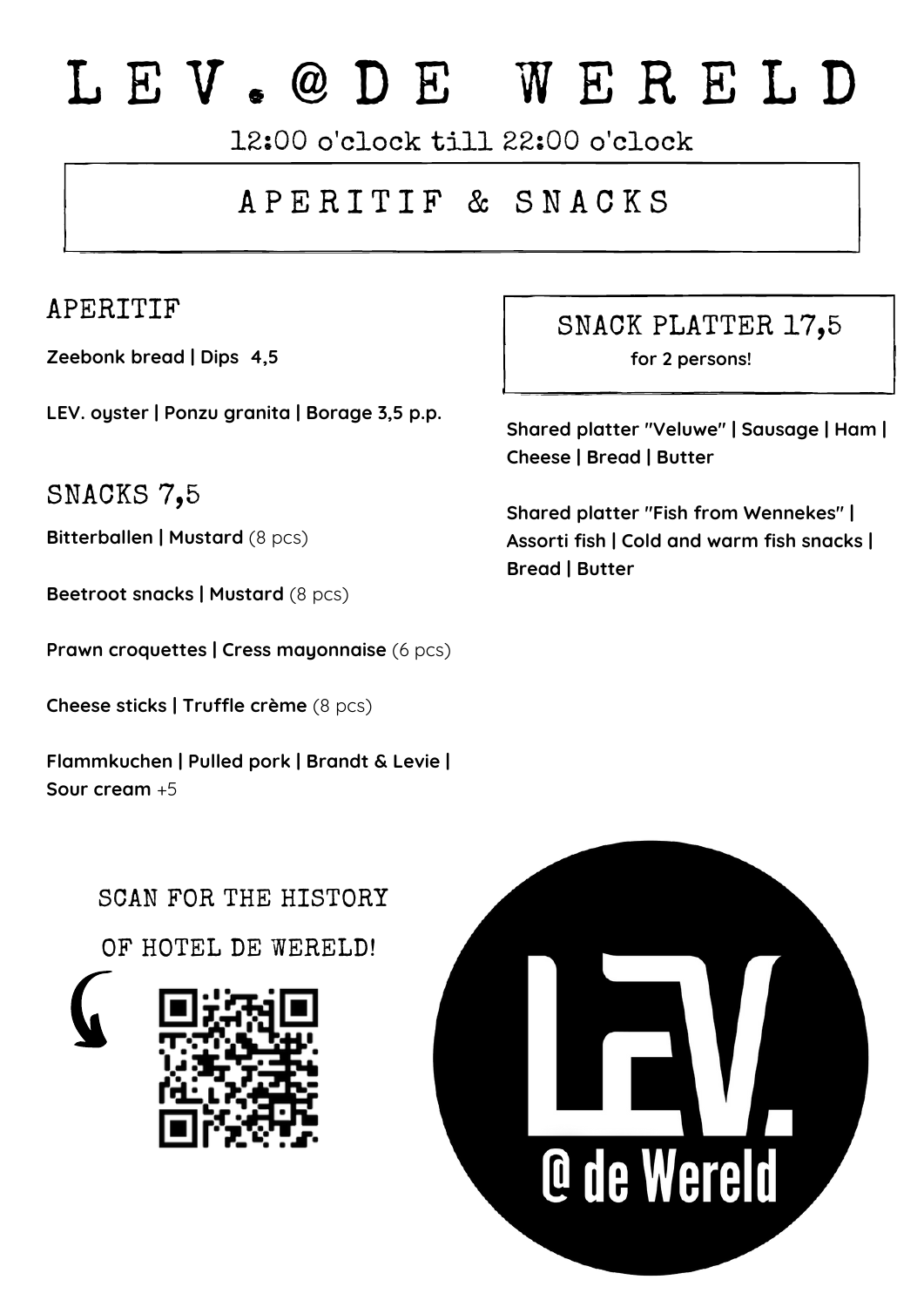# L E V . @ D E  W E R E L D

12:00 o'clock till 22:00 o'clock

## A P E R I T I F & S N A C K S

### APERITIF

**Zeebonk bread | Dips** 4,5

**LEV. oyster | Ponzu granita | Borage** 3,5 p.p.

### SNACKS 7,5

**Bitterballen | Mustard** (8 pcs)

**Beetroot snacks | Mustard** (8 pcs)

**Prawn croquettes | Cress mayonnaise** (6 pcs)

**Cheese sticks | Truffle crème** (8 pcs)

**Flammkuchen | Pulled pork | Brandt & Levie | Sour cream** +5

### SNACK PLATTER 17,5

**for 2 persons!**

**Shared platter "Veluwe" | Sausage | Ham | Cheese | Bread | Butter**

**Shared platter "Fish from Wennekes" | Assorti fish | Cold and warm fish snacks | Bread | Butter**

SCAN FOR THE HISTORY OF HOTEL DE WERELD!

LEV. @ de Wereld